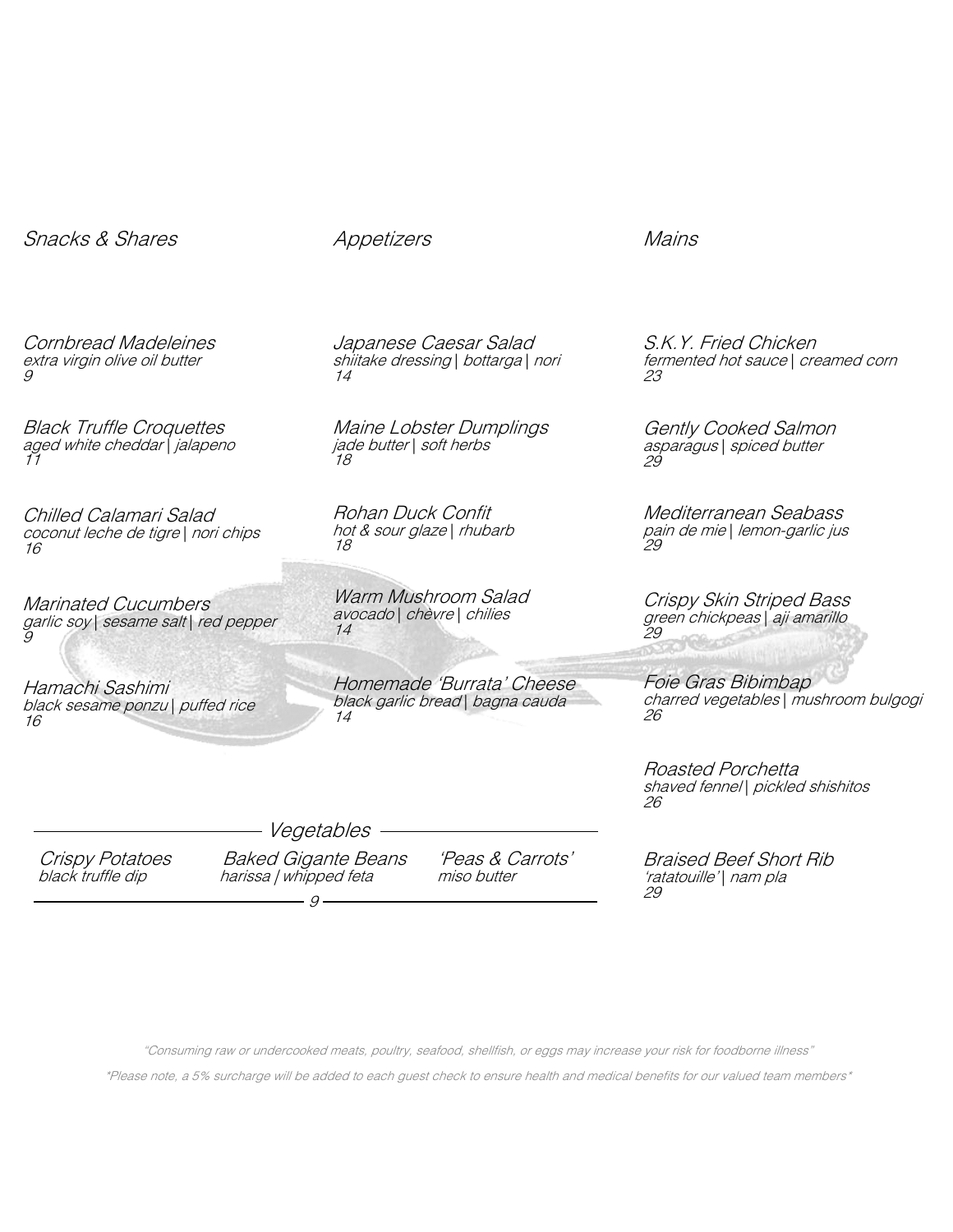## Snacks & Shares

*Cornbread Madeleines*
*extra virgin olive oil butter*
*9*

*Black Truffle Croquettes*
*aged white cheddar | jalapeno*
*11*

*Chilled Calamari Salad*
*coconut leche de tigre | nori chips*
*16*

*Marinated Cucumbers*
*garlic soy | sesame salt | red pepper*
*9*

*Hamachi Sashimi*
*black sesame ponzu | puffed rice*
*16*

## Appetizers

*Japanese Caesar Salad*
*shiitake dressing | bottarga | nori*
*14*

*Maine Lobster Dumplings*
*jade butter | soft herbs*
*18*

*Rohan Duck Confit*
*hot & sour glaze | rhubarb*
*18*

*Warm Mushroom Salad*
*avocado | chèvre | chilies*
*14*

*Homemade 'Burrata' Cheese*
*black garlic bread | bagna cauda*
*14*

## Vegetables

*Crispy Potatoes*
*black truffle dip*

*Baked Gigante Beans*
*harissa | whipped feta*

*'Peas & Carrots'*
*miso butter*

*9*

## Mains

*S.K.Y. Fried Chicken*
*fermented hot sauce | creamed corn*
*23*

*Gently Cooked Salmon*
*asparagus | spiced butter*
*29*

*Mediterranean Seabass*
*pain de mie | lemon-garlic jus*
*29*

*Crispy Skin Striped Bass*
*green chickpeas | aji amarillo*
*29*

*Foie Gras Bibimbap*
*charred vegetables | mushroom bulgogi*
*26*

*Roasted Porchetta*
*shaved fennel | pickled shishitos*
*26*

*Braised Beef Short Rib*
*'ratatouille' | nam pla*
*29*

*"Consuming raw or undercooked meats, poultry, seafood, shellfish, or eggs may increase your risk for foodborne illness"*

*\*Please note, a 5% surcharge will be added to each guest check to ensure health and medical benefits for our valued team members\**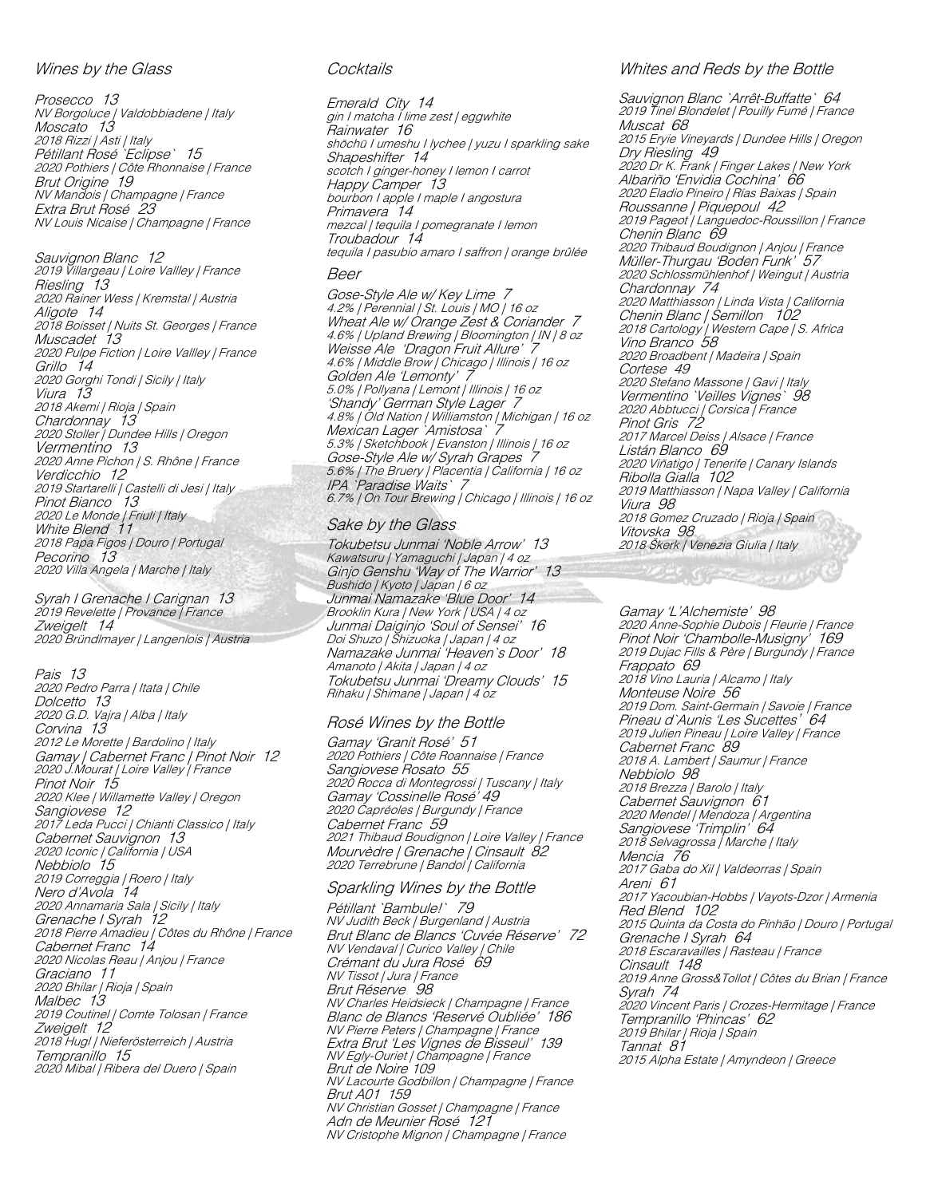## Wines by the Glass

Prosecco 13
NV Borgoluce | Valdobbiadene | Italy
Moscato 13
2018 Rizzi | Asti | Italy
Pétillant Rosé `Eclipse` 15
2020 Pothiers | Côte Rhonnaise | France
Brut Origine 19
NV Mandois | Champagne | France
Extra Brut Rosé 23
NV Louis Nicaise | Champagne | France

Sauvignon Blanc 12
2019 Villargeau | Loire Vallley | France
Riesling 13
2020 Rainer Wess | Kremstal | Austria
Aligote 14
2018 Boisset | Nuits St. Georges | France
Muscadet 13
2020 Pulpe Fiction | Loire Vallley | France
Grillo 14
2020 Gorghi Tondi | Sicily | Italy
Viura 13
2018 Akemi | Rioja | Spain
Chardonnay 13
2020 Stoller | Dundee Hills | Oregon
Vermentino 13
2020 Anne Pichon | S. Rhône | France
Verdicchio 12
2019 Startarelli | Castelli di Jesi | Italy
Pinot Bianco 13
2020 Le Monde | Friuli | Italy
White Blend 11
2018 Papa Figos | Douro | Portugal
Pecorino 13
2020 Villa Angela | Marche | Italy

Syrah I Grenache I Carignan 13
2019 Revelette | Provance | France
Zweigelt 14
2020 Bründlmayer | Langenlois | Austria

Pais 13
2020 Pedro Parra | Itata | Chile
Dolcetto 13
2020 G.D. Vajra | Alba | Italy
Corvina 13
2012 Le Morette | Bardolino | Italy
Gamay | Cabernet Franc | Pinot Noir 12
2020 J.Mourat | Loire Valley | France
Pinot Noir 15
2020 Klee | Willamette Valley | Oregon
Sangiovese 12
2017 Leda Pucci | Chianti Classico | Italy
Cabernet Sauvignon 13
2020 Iconic | California | USA
Nebbiolo 15
2019 Correggia | Roero | Italy
Nero d'Avola 14
2020 Annamaria Sala | Sicily | Italy
Grenache I Syrah 12
2018 Pierre Amadieu | Côtes du Rhône | France
Cabernet Franc 14
2020 Nicolas Reau | Anjou | France
Graciano 11
2020 Bhilar | Rioja | Spain
Malbec 13
2019 Coutinel | Comte Tolosan | France
Zweigelt 12
2018 Hugl | Nieferösterreich | Austria
Tempranillo 15
2020 Mibal | Ribera del Duero | Spain

## Cocktails

Emerald City 14
gin I matcha I lime zest | eggwhite
Rainwater 16
shōchū I umeshu I lychee | yuzu I sparkling sake
Shapeshifter 14
scotch I ginger-honey I lemon I carrot
Happy Camper 13
bourbon I apple I maple I angostura
Primavera 14
mezcal | tequila | pomegranate I lemon
Troubadour 14
tequila I pasubio amaro I saffron | orange brûlée

## Beer

Gose-Style Ale w/ Key Lime 7
4.2% | Perennial | St. Louis | MO | 16 oz
Wheat Ale w/ Orange Zest & Coriander 7
4.6% | Upland Brewing | Bloomington | IN | 8 oz
Weisse Ale 'Dragon Fruit Allure' 7
4.6% | Middle Brow | Chicago | Illinois | 16 oz
Golden Ale 'Lemonty' 7
5.0% | Pollyana | Lemont | Illinois | 16 oz
'Shandy' German Style Lager 7
4.8% | Old Nation | Williamston | Michigan | 16 oz
Mexican Lager `Amistosa` 7
5.3% | Sketchbook | Evanston | Illinois | 16 oz
Gose-Style Ale w/ Syrah Grapes 7
5.6% | The Bruery | Placentia | California | 16 oz
IPA `Paradise Waits` 7
6.7% | On Tour Brewing | Chicago | Illinois | 16 oz

## Sake by the Glass

Tokubetsu Junmai 'Noble Arrow' 13
Kawatsuru | Yamaguchi | Japan | 4 oz
Ginjo Genshu 'Way of The Warrior' 13
Bushido | Kyoto | Japan | 6 oz
Junmai Namazake 'Blue Door' 14
Brooklin Kura | New York | USA | 4 oz
Junmai Daiginjo 'Soul of Sensei' 16
Doi Shuzo | Shizuoka | Japan | 4 oz
Namazake Junmai 'Heaven`s Door' 18
Amanoto | Akita | Japan | 4 oz
Tokubetsu Junmai 'Dreamy Clouds' 15
Rihaku | Shimane | Japan | 4 oz

## Rosé Wines by the Bottle

Gamay 'Granit Rosé' 51
2020 Pothiers | Côte Roannaise | France
Sangiovese Rosato 55
2020 Rocca di Montegrossi | Tuscany | Italy
Gamay 'Cossinelle Rosé' 49
2020 Capréoles | Burgundy | France
Cabernet Franc 59
2021 Thibaud Boudignon | Loire Valley | France
Mourvèdre | Grenache | Cinsault 82
2020 Terrebrune | Bandol | California

## Sparkling Wines by the Bottle

Pétillant `Bambule!` 79
NV Judith Beck | Burgenland | Austria
Brut Blanc de Blancs 'Cuvée Réserve' 72
NV Vendaval | Curico Valley | Chile
Crémant du Jura Rosé 69
NV Tissot | Jura | France
Brut Réserve 98
NV Charles Heidsieck | Champagne | France
Blanc de Blancs 'Reservé Oubliée' 186
NV Pierre Peters | Champagne | France
Extra Brut 'Les Vignes de Bisseul' 139
NV Egly-Ouriet | Champagne | France
Brut de Noire 109
NV Lacourte Godbillon | Champagne | France
Brut A01 159
NV Christian Gosset | Champagne | France
Adn de Meunier Rosé 121
NV Cristophe Mignon | Champagne | France

## Whites and Reds by the Bottle

Sauvignon Blanc `Arrêt-Buffatte` 64
2019 Tinel Blondelet | Pouilly Fumé | France
Muscat 68
2015 Eryie Vineyards | Dundee Hills | Oregon
Dry Riesling 49
2020 Dr K. Frank | Finger Lakes | New York
Albariño 'Envidia Cochina' 66
2020 Eladio Pineiro | Rias Baixas | Spain
Roussanne | Piquepoul 42
2019 Pageot | Languedoc-Roussillon | France
Chenin Blanc 69
2020 Thibaud Boudignon | Anjou | France
Müller-Thurgau 'Boden Funk' 57
2020 Schlossmühlenhof | Weingut | Austria
Chardonnay 74
2020 Matthiasson | Linda Vista | California
Chenin Blanc | Semillon 102
2018 Cartology | Western Cape | S. Africa
Vino Branco 58
2020 Broadbent | Madeira | Spain
Cortese 49
2020 Stefano Massone | Gavi | Italy
Vermentino `Veilles Vignes` 98
2020 Abbtucci | Corsica | France
Pinot Gris 72
2017 Marcel Deiss | Alsace | France
Listán Blanco 69
2020 Viñatigo | Tenerife | Canary Islands
Ribolla Gialla 102
2019 Matthiasson | Napa Valley | California
Viura 98
2018 Gomez Cruzado | Rioja | Spain
Vitovska 98
2018 Škerk | Venezia Giulia | Italy

Gamay 'L'Alchemiste' 98
2020 Anne-Sophie Dubois | Fleurie | France
Pinot Noir 'Chambolle-Musigny' 169
2019 Dujac Fills & Père | Burgundy | France
Frappato 69
2018 Vino Lauria | Alcamo | Italy
Monteuse Noire 56
2019 Dom. Saint-Germain | Savoie | France
Pineau d`Aunis 'Les Sucettes' 64
2019 Julien Pineau | Loire Valley | France
Cabernet Franc 89
2018 A. Lambert | Saumur | France
Nebbiolo 98
2018 Brezza | Barolo | Italy
Cabernet Sauvignon 61
2020 Mendel | Mendoza | Argentina
Sangiovese 'Trimplin' 64
2018 Selvagrossa | Marche | Italy
Mencia 76
2017 Gaba do Xil | Valdeorras | Spain
Areni 61
2017 Yacoubian-Hobbs | Vayots-Dzor | Armenia
Red Blend 102
2015 Quinta da Costa do Pinhão | Douro | Portugal
Grenache I Syrah 64
2018 Escaravailles | Rasteau | France
Cinsault 148
2019 Anne Gross&Tollot | Côtes du Brian | France
Syrah 74
2020 Vincent Paris | Crozes-Hermitage | France
Tempranillo 'Phincas' 62
2019 Bhilar | Rioja | Spain
Tannat 81
2015 Alpha Estate | Amyndeon | Greece